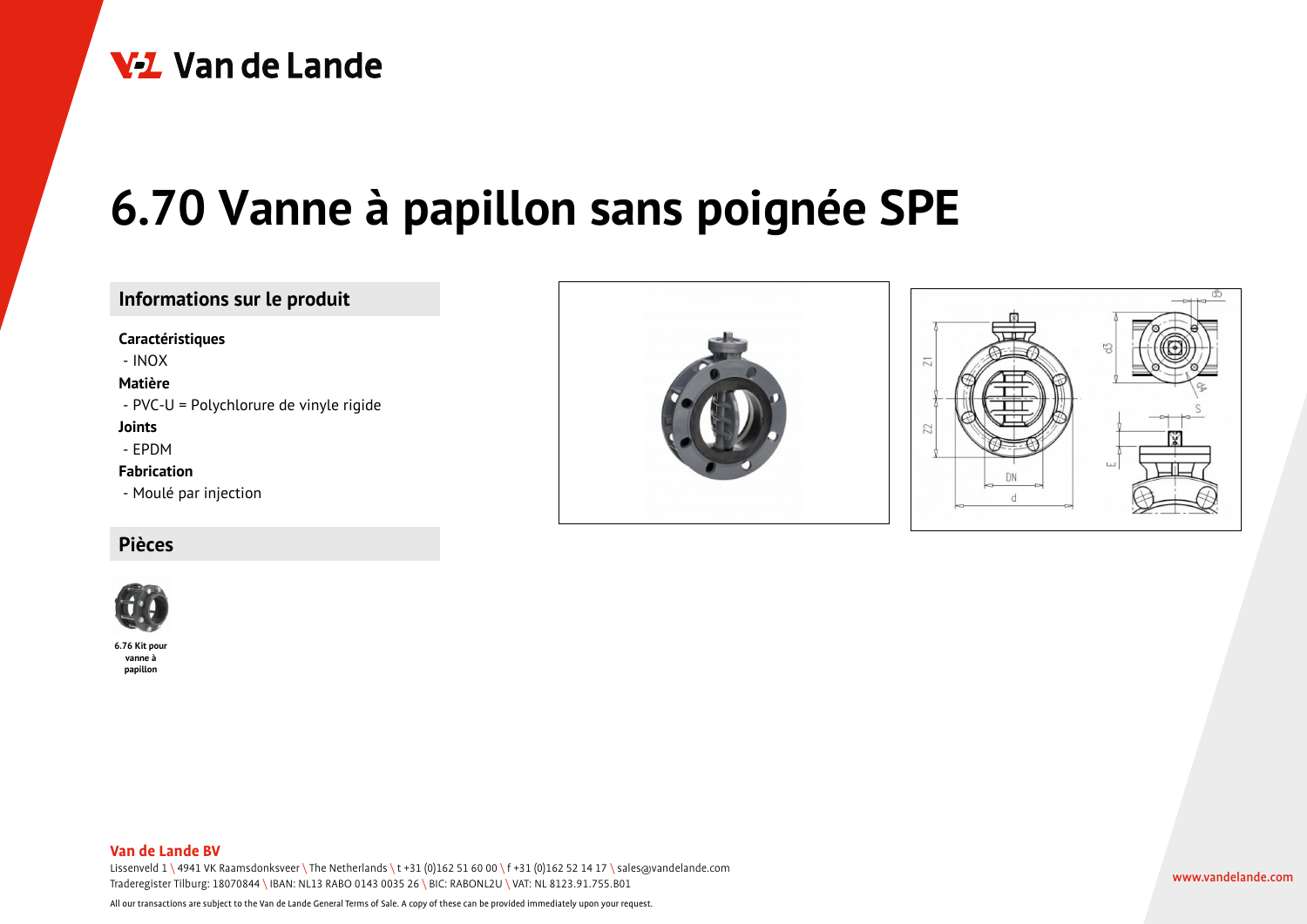# 6.70 Vanne à papillon sans poignée SPE

## Informations sur le produit

**Caractéristiques**

- INOX

**Matière**

- PVC-U = Polychlorure de vinyle rigide

**Joints**

- EPDM

**Fabrication**

- Moulé par injection

## Pièces

**6.76 Kit pour vanne à papillon**

**Van de Lande BV**

Lissenveld 1 \ 4941 VK Raamsdonksveer \ The Netherlands \ t +31 (0)162 51 60 00 \ f +31 (0)162 52 14 17 \ sales@vandelande.com
Traderegister Tilburg: 18070844 \ IBAN: NL13 RABO 0143 0035 26 \ BIC: RABONL2U \ VAT: NL 8123.91.755.B01

All our transactions are subject to the Van de Lande General Terms of Sale. A copy of these can be provided immediately upon your request.

www.vandelande.com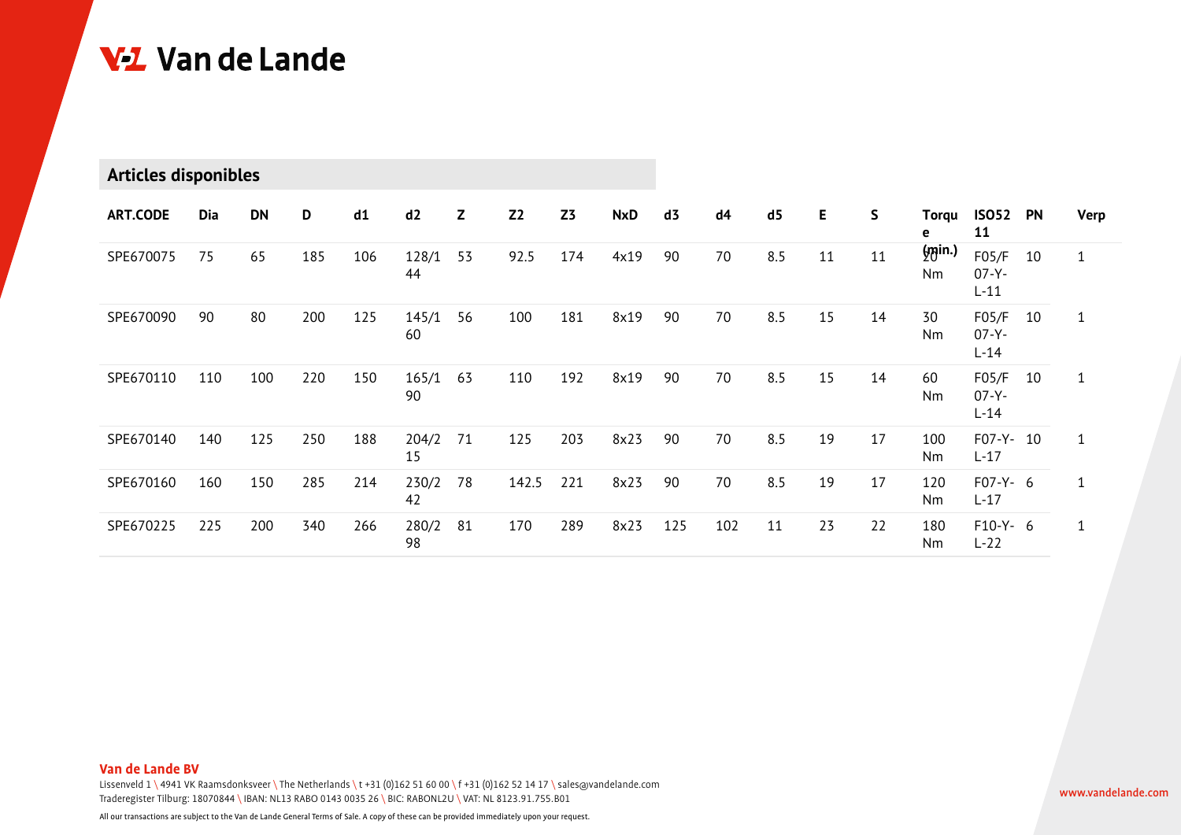## Articles disponibles

| ART.CODE | Dia | DN | D | d1 | d2 | Z | Z2 | Z3 | NxD | d3 | d4 | d5 | E | S | Torque (min.) | ISO5211 | PN | Verp |
|---|---|---|---|---|---|---|---|---|---|---|---|---|---|---|---|---|---|---|
| SPE670075 | 75 | 65 | 185 | 106 | 128/144 | 53 | 92.5 | 174 | 4x19 | 90 | 70 | 8.5 | 11 | 11 | 20 Nm | F05/F07-Y-L-11 | 10 | 1 |
| SPE670090 | 90 | 80 | 200 | 125 | 145/160 | 56 | 100 | 181 | 8x19 | 90 | 70 | 8.5 | 15 | 14 | 30 Nm | F05/F07-Y-L-14 | 10 | 1 |
| SPE670110 | 110 | 100 | 220 | 150 | 165/190 | 63 | 110 | 192 | 8x19 | 90 | 70 | 8.5 | 15 | 14 | 60 Nm | F05/F07-Y-L-14 | 10 | 1 |
| SPE670140 | 140 | 125 | 250 | 188 | 204/215 | 71 | 125 | 203 | 8x23 | 90 | 70 | 8.5 | 19 | 17 | 100 Nm | F07-Y-L-17 | 10 | 1 |
| SPE670160 | 160 | 150 | 285 | 214 | 230/242 | 78 | 142.5 | 221 | 8x23 | 90 | 70 | 8.5 | 19 | 17 | 120 Nm | F07-Y-L-17 | 6 | 1 |
| SPE670225 | 225 | 200 | 340 | 266 | 280/298 | 81 | 170 | 289 | 8x23 | 125 | 102 | 11 | 23 | 22 | 180 Nm | F10-Y-L-22 | 6 | 1 |